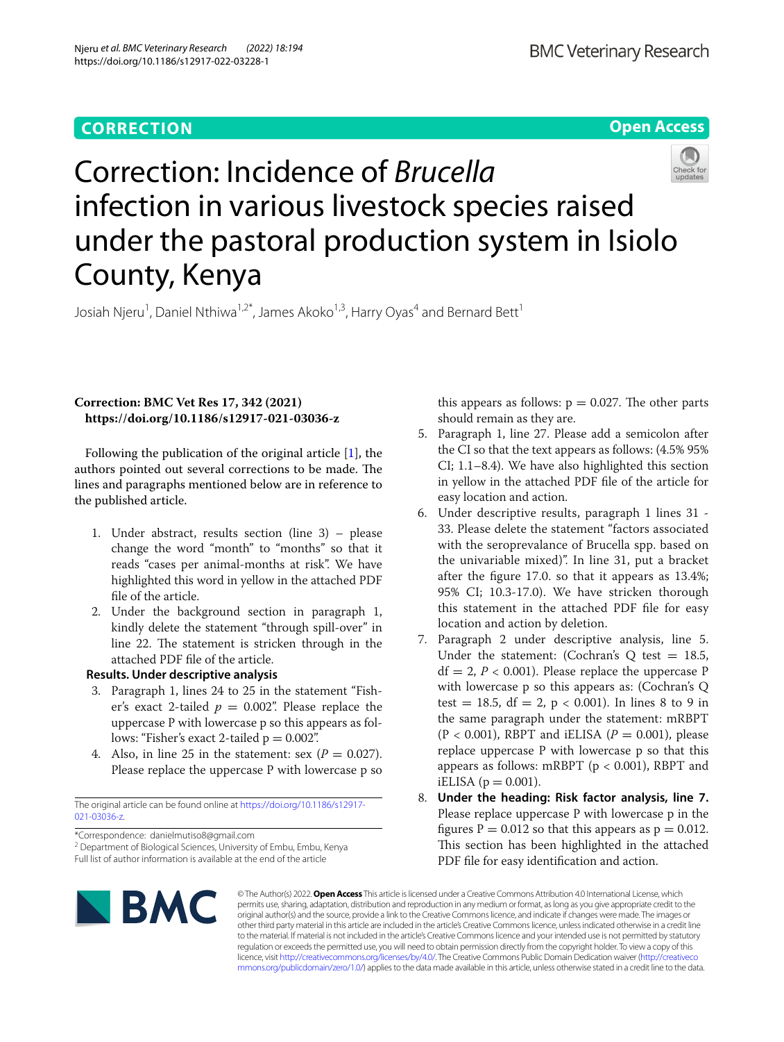CORRECTION

Open Access

# Correction: Incidence of *Brucella* infection in various livestock species raised under the pastoral production system in Isiolo County, Kenya

Josiah Njeru[1], Daniel Nthiwa[1,2*], James Akoko[1,3], Harry Oyas[4] and Bernard Bett[1]

**Correction: BMC Vet Res 17, 342 (2021)**
**https://doi.org/10.1186/s12917-021-03036-z**

Following the publication of the original article [1], the authors pointed out several corrections to be made. The lines and paragraphs mentioned below are in reference to the published article.

1. Under abstract, results section (line 3) – please change the word "month" to "months" so that it reads "cases per animal-months at risk". We have highlighted this word in yellow in the attached PDF file of the article.
2. Under the background section in paragraph 1, kindly delete the statement "through spill-over" in line 22. The statement is stricken through in the attached PDF file of the article.

**Results. Under descriptive analysis**

3. Paragraph 1, lines 24 to 25 in the statement "Fisher's exact 2-tailed $p = 0.002$". Please replace the uppercase P with lowercase p so this appears as follows: "Fisher's exact 2-tailed p = 0.002".
4. Also, in line 25 in the statement: sex ($P = 0.027$). Please replace the uppercase P with lowercase p so this appears as follows: p = 0.027. The other parts should remain as they are.
5. Paragraph 1, line 27. Please add a semicolon after the CI so that the text appears as follows: (4.5% 95% CI; 1.1–8.4). We have also highlighted this section in yellow in the attached PDF file of the article for easy location and action.
6. Under descriptive results, paragraph 1 lines 31 - 33. Please delete the statement "factors associated with the seroprevalance of Brucella spp. based on the univariable mixed)". In line 31, put a bracket after the figure 17.0. so that it appears as 13.4%; 95% CI; 10.3-17.0). We have stricken thorough this statement in the attached PDF file for easy location and action by deletion.
7. Paragraph 2 under descriptive analysis, line 5. Under the statement: (Cochran's Q test = 18.5, df = 2, $P < 0.001$). Please replace the uppercase P with lowercase p so this appears as: (Cochran's Q test = 18.5, df = 2, p < 0.001). In lines 8 to 9 in the same paragraph under the statement: mRBPT ($P < 0.001$), RBPT and iELISA ($P = 0.001$), please replace uppercase P with lowercase p so that this appears as follows: mRBPT (p < 0.001), RBPT and iELISA (p = 0.001).
8. **Under the heading: Risk factor analysis, line 7.** Please replace uppercase P with lowercase p in the figures P = 0.012 so that this appears as p = 0.012. This section has been highlighted in the attached PDF file for easy identification and action.

The original article can be found online at https://doi.org/10.1186/s12917-021-03036-z.

*Correspondence: danielmutiso8@gmail.com
[2] Department of Biological Sciences, University of Embu, Embu, Kenya
Full list of author information is available at the end of the article

© The Author(s) 2022. **Open Access** This article is licensed under a Creative Commons Attribution 4.0 International License, which permits use, sharing, adaptation, distribution and reproduction in any medium or format, as long as you give appropriate credit to the original author(s) and the source, provide a link to the Creative Commons licence, and indicate if changes were made. The images or other third party material in this article are included in the article's Creative Commons licence, unless indicated otherwise in a credit line to the material. If material is not included in the article's Creative Commons licence and your intended use is not permitted by statutory regulation or exceeds the permitted use, you will need to obtain permission directly from the copyright holder. To view a copy of this licence, visit http://creativecommons.org/licenses/by/4.0/. The Creative Commons Public Domain Dedication waiver (http://creativecommons.org/publicdomain/zero/1.0/) applies to the data made available in this article, unless otherwise stated in a credit line to the data.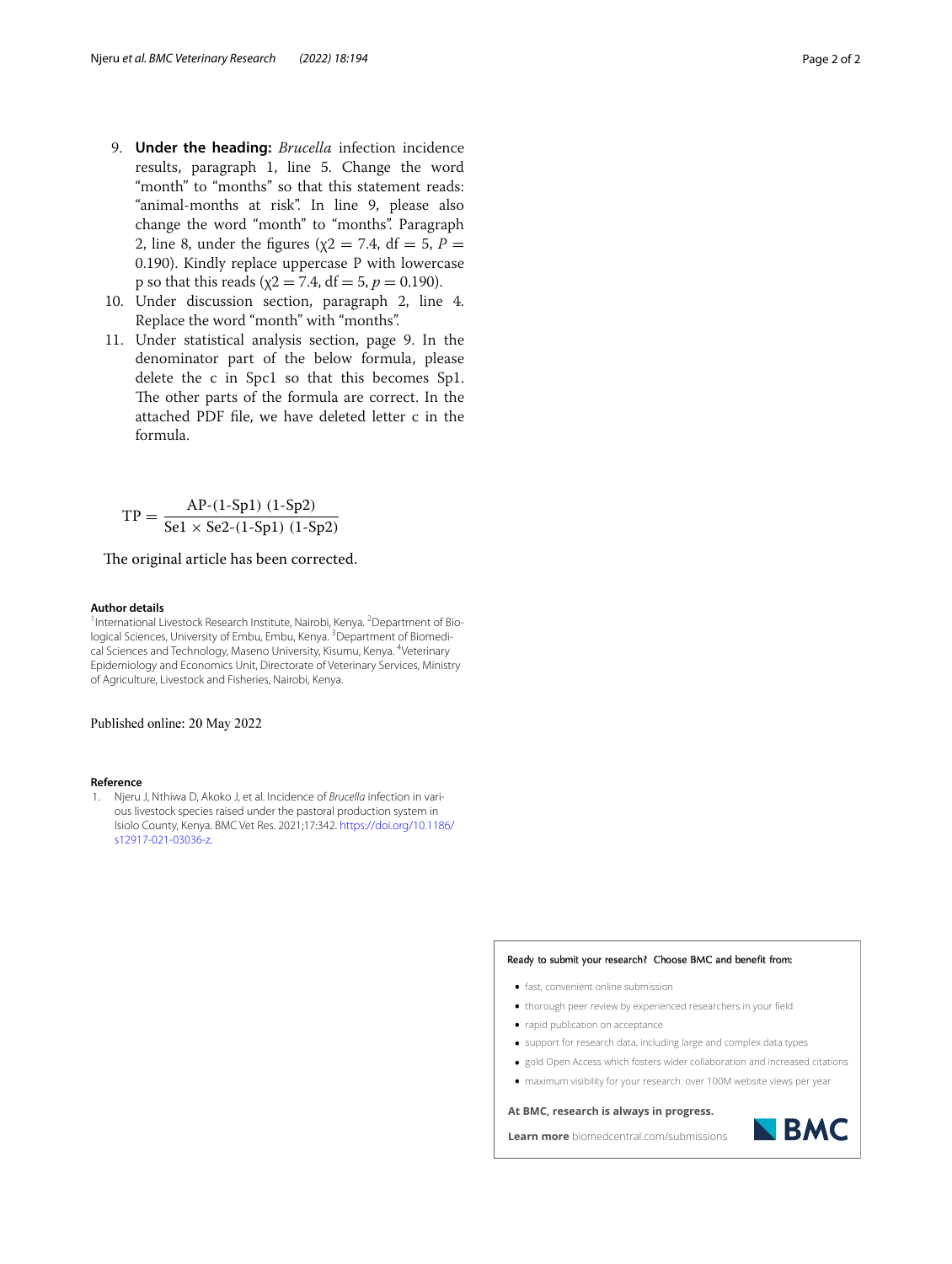9. **Under the heading:** *Brucella* infection incidence results, paragraph 1, line 5. Change the word "month" to "months" so that this statement reads: "animal-months at risk". In line 9, please also change the word "month" to "months". Paragraph 2, line 8, under the figures ($\chi 2 = 7.4$, df $= 5$, $P = 0.190$). Kindly replace uppercase P with lowercase p so that this reads ($\chi 2 = 7.4$, df $= 5$, $p = 0.190$).
10. Under discussion section, paragraph 2, line 4. Replace the word "month" with "months".
11. Under statistical analysis section, page 9. In the denominator part of the below formula, please delete the c in Spc1 so that this becomes Sp1. The other parts of the formula are correct. In the attached PDF file, we have deleted letter c in the formula.

$$\mathrm{TP} = \frac{\mathrm{AP\text{-}(1\text{-}Sp1)\ (1\text{-}Sp2)}}{\mathrm{Se1} \times \mathrm{Se2\text{-}(1\text{-}Sp1)\ (1\text{-}Sp2)}}$$

The original article has been corrected.

**Author details**

[1]International Livestock Research Institute, Nairobi, Kenya. [2]Department of Biological Sciences, University of Embu, Embu, Kenya. [3]Department of Biomedical Sciences and Technology, Maseno University, Kisumu, Kenya. [4]Veterinary Epidemiology and Economics Unit, Directorate of Veterinary Services, Ministry of Agriculture, Livestock and Fisheries, Nairobi, Kenya.

Published online: 20 May 2022

**Reference**

1. Njeru J, Nthiwa D, Akoko J, et al. Incidence of *Brucella* infection in various livestock species raised under the pastoral production system in Isiolo County, Kenya. BMC Vet Res. 2021;17:342. https://doi.org/10.1186/s12917-021-03036-z.

Ready to submit your research? Choose BMC and benefit from:

- fast, convenient online submission
- thorough peer review by experienced researchers in your field
- rapid publication on acceptance
- support for research data, including large and complex data types
- gold Open Access which fosters wider collaboration and increased citations
- maximum visibility for your research: over 100M website views per year

**At BMC, research is always in progress.**

**Learn more** biomedcentral.com/submissions